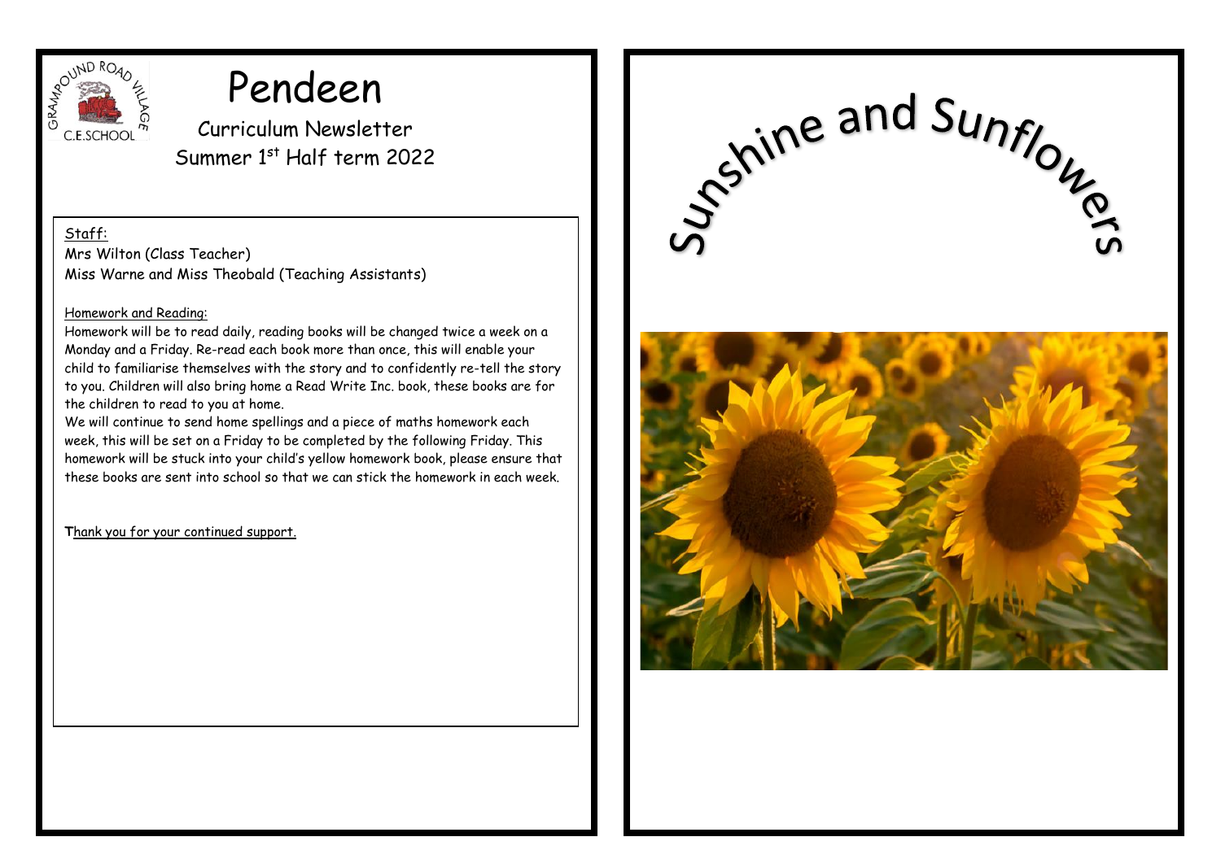# Pendeen

Curriculum Newsletter
Summer 1st Half term 2022

Staff:
Mrs Wilton (Class Teacher)
Miss Warne and Miss Theobald (Teaching Assistants)

Homework and Reading:
Homework will be to read daily, reading books will be changed twice a week on a Monday and a Friday. Re-read each book more than once, this will enable your child to familiarise themselves with the story and to confidently re-tell the story to you. Children will also bring home a Read Write Inc. book, these books are for the children to read to you at home.
We will continue to send home spellings and a piece of maths homework each week, this will be set on a Friday to be completed by the following Friday. This homework will be stuck into your child's yellow homework book, please ensure that these books are sent into school so that we can stick the homework in each week.

Thank you for your continued support.

# Sunshine and Sunflowers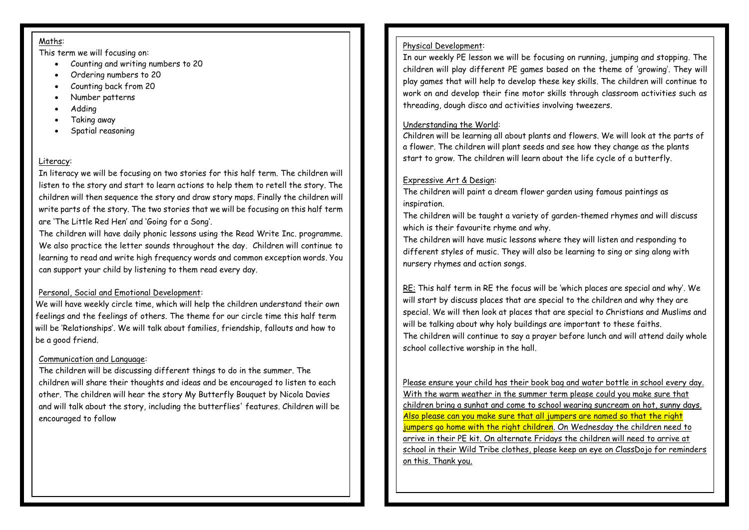Maths:

This term we will focusing on:

- Counting and writing numbers to 20
- Ordering numbers to 20
- Counting back from 20
- Number patterns
- Adding
- Taking away
- Spatial reasoning

Literacy:

In literacy we will be focusing on two stories for this half term. The children will listen to the story and start to learn actions to help them to retell the story. The children will then sequence the story and draw story maps. Finally the children will write parts of the story. The two stories that we will be focusing on this half term are 'The Little Red Hen' and 'Going for a Song'.

The children will have daily phonic lessons using the Read Write Inc. programme. We also practice the letter sounds throughout the day. Children will continue to learning to read and write high frequency words and common exception words. You can support your child by listening to them read every day.

Personal, Social and Emotional Development:

We will have weekly circle time, which will help the children understand their own feelings and the feelings of others. The theme for our circle time this half term will be 'Relationships'. We will talk about families, friendship, fallouts and how to be a good friend.

Communication and Language:

The children will be discussing different things to do in the summer. The children will share their thoughts and ideas and be encouraged to listen to each other. The children will hear the story My Butterfly Bouquet by Nicola Davies and will talk about the story, including the butterflies' features. Children will be encouraged to follow

Physical Development:

In our weekly PE lesson we will be focusing on running, jumping and stopping. The children will play different PE games based on the theme of 'growing'. They will play games that will help to develop these key skills. The children will continue to work on and develop their fine motor skills through classroom activities such as threading, dough disco and activities involving tweezers.

Understanding the World:

Children will be learning all about plants and flowers. We will look at the parts of a flower. The children will plant seeds and see how they change as the plants start to grow. The children will learn about the life cycle of a butterfly.

Expressive Art & Design:

The children will paint a dream flower garden using famous paintings as inspiration.

The children will be taught a variety of garden-themed rhymes and will discuss which is their favourite rhyme and why.

The children will have music lessons where they will listen and responding to different styles of music. They will also be learning to sing or sing along with nursery rhymes and action songs.

RE: This half term in RE the focus will be 'which places are special and why'. We will start by discuss places that are special to the children and why they are special. We will then look at places that are special to Christians and Muslims and will be talking about why holy buildings are important to these faiths.

The children will continue to say a prayer before lunch and will attend daily whole school collective worship in the hall.

Please ensure your child has their book bag and water bottle in school every day. With the warm weather in the summer term please could you make sure that children bring a sunhat and come to school wearing suncream on hot, sunny days. Also please can you make sure that all jumpers are named so that the right jumpers go home with the right children. On Wednesday the children need to arrive in their PE kit. On alternate Fridays the children will need to arrive at school in their Wild Tribe clothes, please keep an eye on ClassDojo for reminders on this. Thank you.